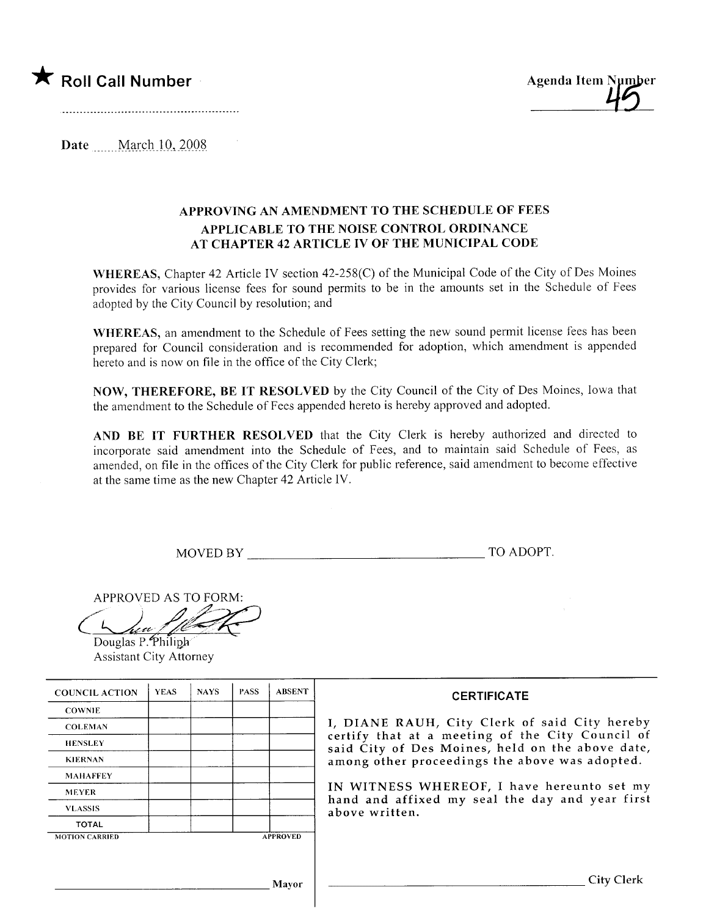★ **Roll Call Number**

..........................................................

Agenda Item Number
45

Date ......March 10, 2008

### APPROVING AN AMENDMENT TO THE SCHEDULE OF FEES APPLICABLE TO THE NOISE CONTROL ORDINANCE AT CHAPTER 42 ARTICLE IV OF THE MUNICIPAL CODE

**WHEREAS**, Chapter 42 Article IV section 42-258(C) of the Municipal Code of the City of Des Moines provides for various license fees for sound permits to be in the amounts set in the Schedule of Fees adopted by the City Council by resolution; and

**WHEREAS**, an amendment to the Schedule of Fees setting the new sound permit license fees has been prepared for Council consideration and is recommended for adoption, which amendment is appended hereto and is now on file in the office of the City Clerk;

**NOW, THEREFORE, BE IT RESOLVED** by the City Council of the City of Des Moines, Iowa that the amendment to the Schedule of Fees appended hereto is hereby approved and adopted.

**AND BE IT FURTHER RESOLVED** that the City Clerk is hereby authorized and directed to incorporate said amendment into the Schedule of Fees, and to maintain said Schedule of Fees, as amended, on file in the offices of the City Clerk for public reference, said amendment to become effective at the same time as the new Chapter 42 Article IV.

MOVED BY ________________________________ TO ADOPT.

APPROVED AS TO FORM:

Douglas P. Philiph
Assistant City Attorney

| COUNCIL ACTION | YEAS | NAYS | PASS | ABSENT |
|---|---|---|---|---|
| COWNIE | | | | |
| COLEMAN | | | | |
| HENSLEY | | | | |
| KIERNAN | | | | |
| MAHAFFEY | | | | |
| MEYER | | | | |
| VLASSIS | | | | |
| TOTAL | | | | |

MOTION CARRIED APPROVED

________________________________ Mayor

**CERTIFICATE**

I, DIANE RAUH, City Clerk of said City hereby certify that at a meeting of the City Council of said City of Des Moines, held on the above date, among other proceedings the above was adopted.

IN WITNESS WHEREOF, I have hereunto set my hand and affixed my seal the day and year first above written.

________________________________ City Clerk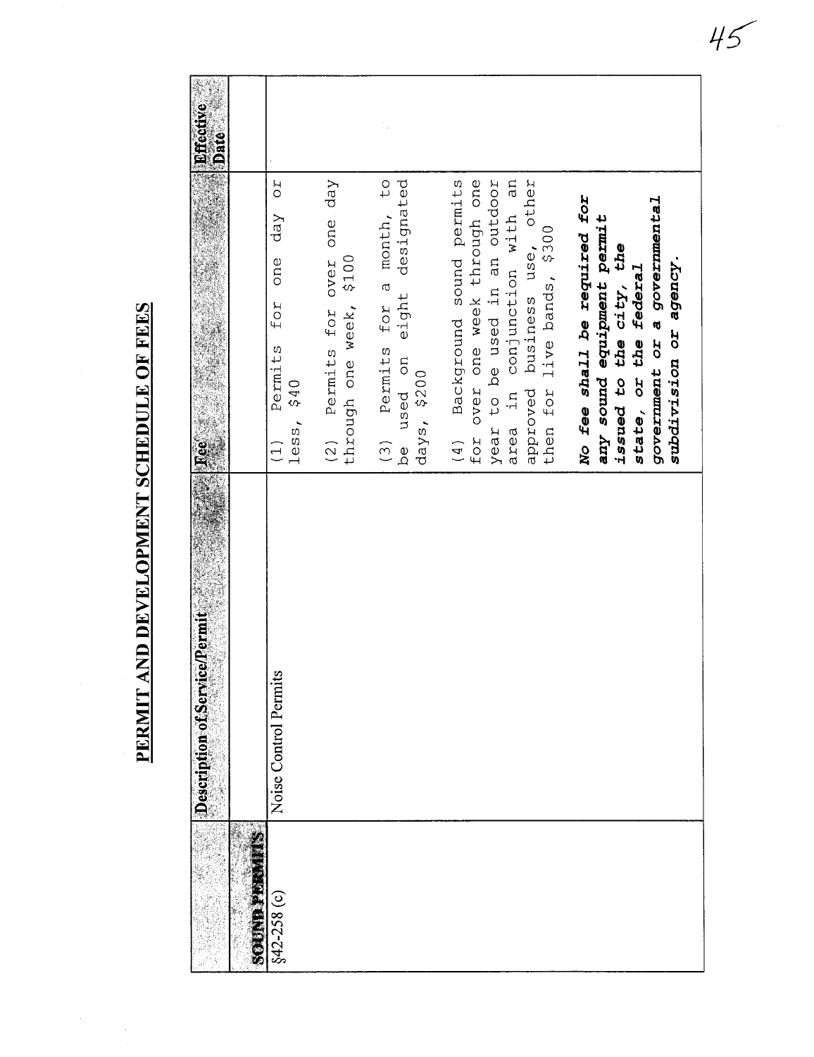# PERMIT AND DEVELOPMENT SCHEDULE OF FEES

| | Description of Service/Permit | Fee | Effective Date |
|---|---|---|---|
| **SOUND PERMITS** | | | |
| §42-258 (c) | Noise Control Permits | (1) Permits for one day or less, $40<br><br>(2) Permits for over one day through one week, $100<br><br>(3) Permits for a month, to be used on eight designated days, $200<br><br>(4) Background sound permits for over one week through one year to be used in an outdoor area in conjunction with an approved business use, other then for live bands, $300<br><br>***No fee shall be required for any sound equipment permit issued to the city, the state, or the federal government or a governmental subdivision or agency.*** | |